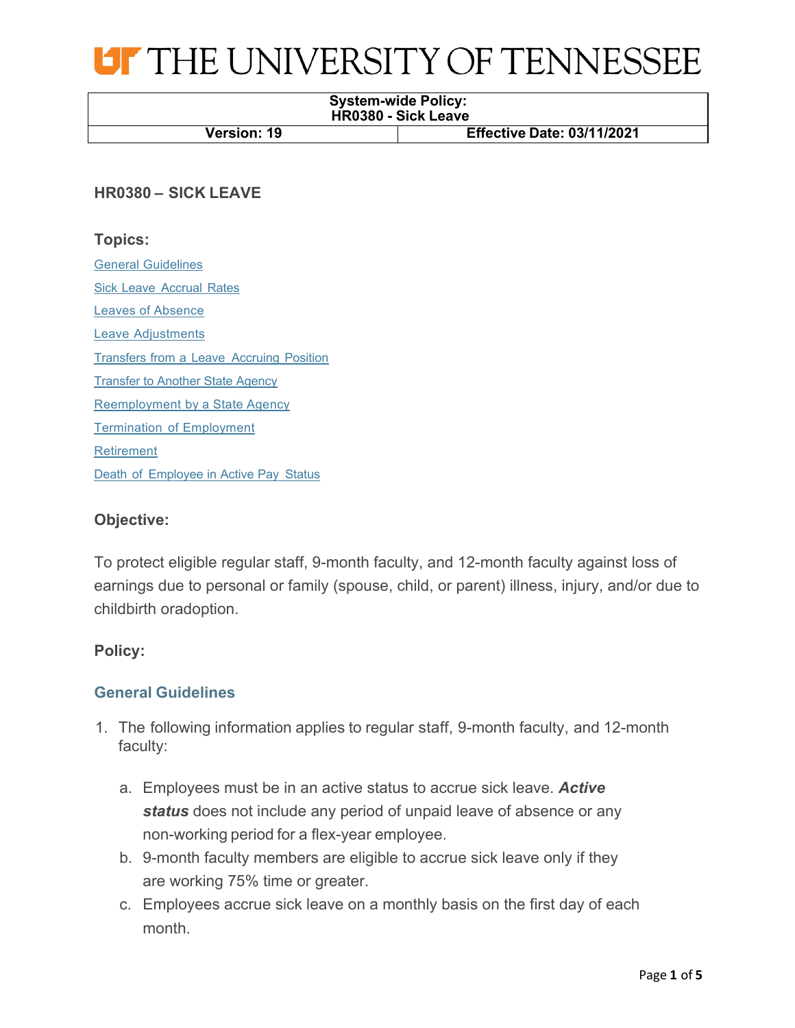# THE UNIVERSITY OF TENNESSEE

| System-wide Policy: HR0380 - Sick Leave | |
|---|---|
| Version: 19 | Effective Date: 03/11/2021 |

## HR0380 – SICK LEAVE

### Topics:

General Guidelines

Sick Leave Accrual Rates

Leaves of Absence

Leave Adjustments

Transfers from a Leave Accruing Position

Transfer to Another State Agency

Reemployment by a State Agency

Termination of Employment

Retirement

Death of Employee in Active Pay Status

### Objective:

To protect eligible regular staff, 9-month faculty, and 12-month faculty against loss of earnings due to personal or family (spouse, child, or parent) illness, injury, and/or due to childbirth oradoption.

### Policy:

### General Guidelines

1. The following information applies to regular staff, 9-month faculty, and 12-month faculty:

   a. Employees must be in an active status to accrue sick leave. ***Active status*** does not include any period of unpaid leave of absence or any non-working period for a flex-year employee.

   b. 9-month faculty members are eligible to accrue sick leave only if they are working 75% time or greater.

   c. Employees accrue sick leave on a monthly basis on the first day of each month.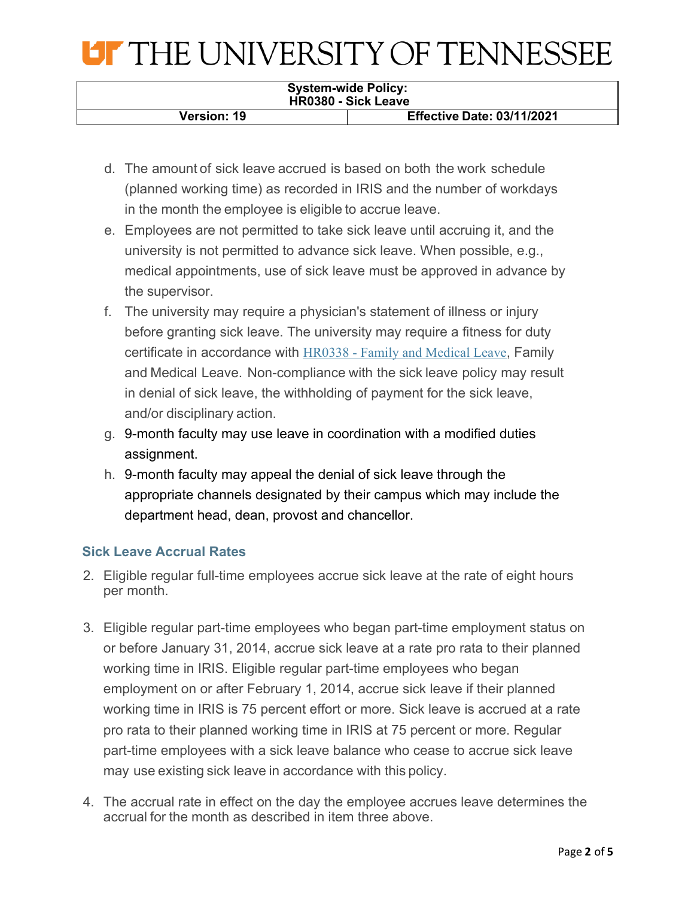d. The amount of sick leave accrued is based on both the work schedule (planned working time) as recorded in IRIS and the number of workdays in the month the employee is eligible to accrue leave.
e. Employees are not permitted to take sick leave until accruing it, and the university is not permitted to advance sick leave. When possible, e.g., medical appointments, use of sick leave must be approved in advance by the supervisor.
f. The university may require a physician's statement of illness or injury before granting sick leave. The university may require a fitness for duty certificate in accordance with HR0338 - Family and Medical Leave, Family and Medical Leave. Non-compliance with the sick leave policy may result in denial of sick leave, the withholding of payment for the sick leave, and/or disciplinary action.
g. 9-month faculty may use leave in coordination with a modified duties assignment.
h. 9-month faculty may appeal the denial of sick leave through the appropriate channels designated by their campus which may include the department head, dean, provost and chancellor.

### Sick Leave Accrual Rates

2. Eligible regular full-time employees accrue sick leave at the rate of eight hours per month.

3. Eligible regular part-time employees who began part-time employment status on or before January 31, 2014, accrue sick leave at a rate pro rata to their planned working time in IRIS. Eligible regular part-time employees who began employment on or after February 1, 2014, accrue sick leave if their planned working time in IRIS is 75 percent effort or more. Sick leave is accrued at a rate pro rata to their planned working time in IRIS at 75 percent or more. Regular part-time employees with a sick leave balance who cease to accrue sick leave may use existing sick leave in accordance with this policy.

4. The accrual rate in effect on the day the employee accrues leave determines the accrual for the month as described in item three above.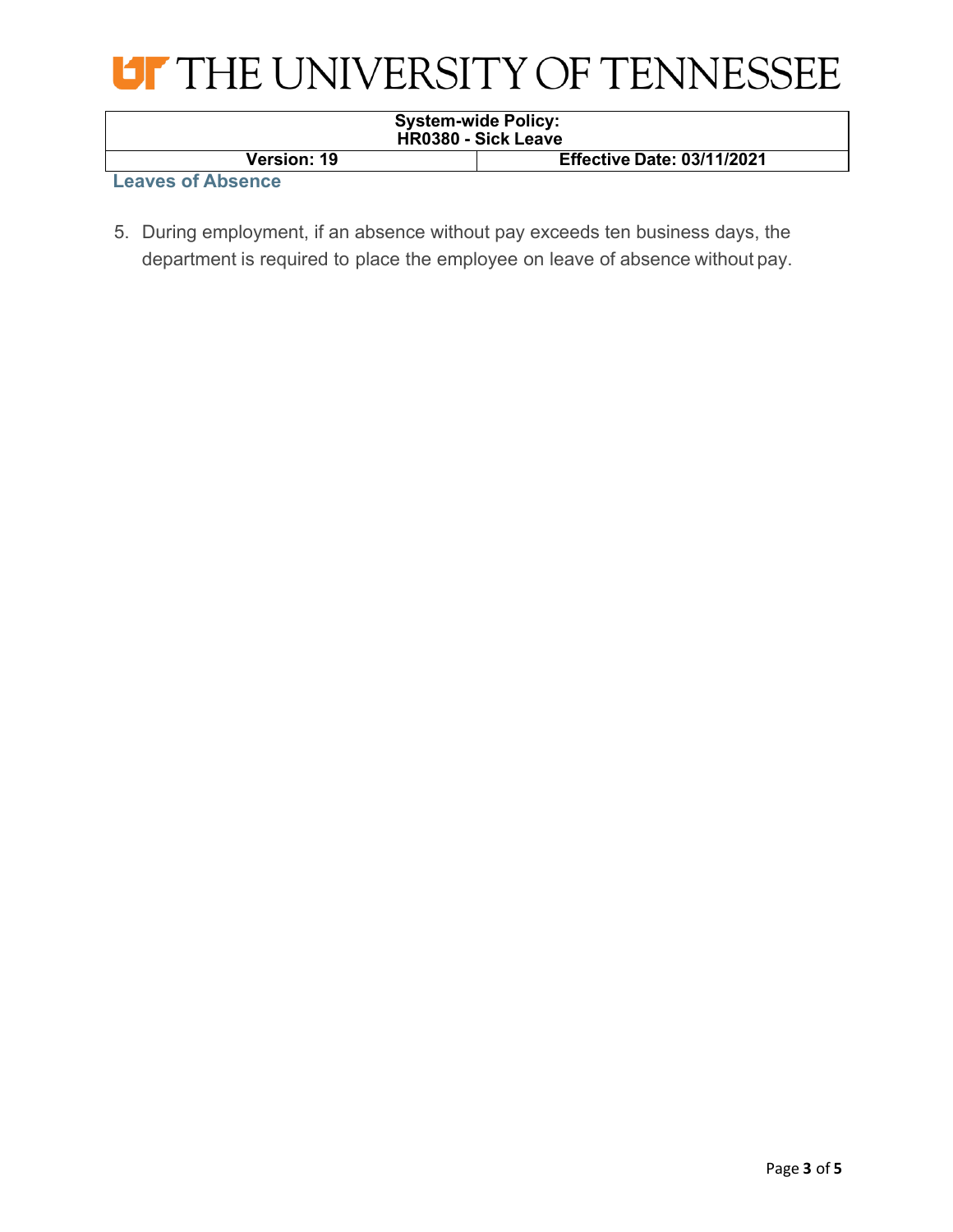## Leaves of Absence

5. During employment, if an absence without pay exceeds ten business days, the department is required to place the employee on leave of absence without pay.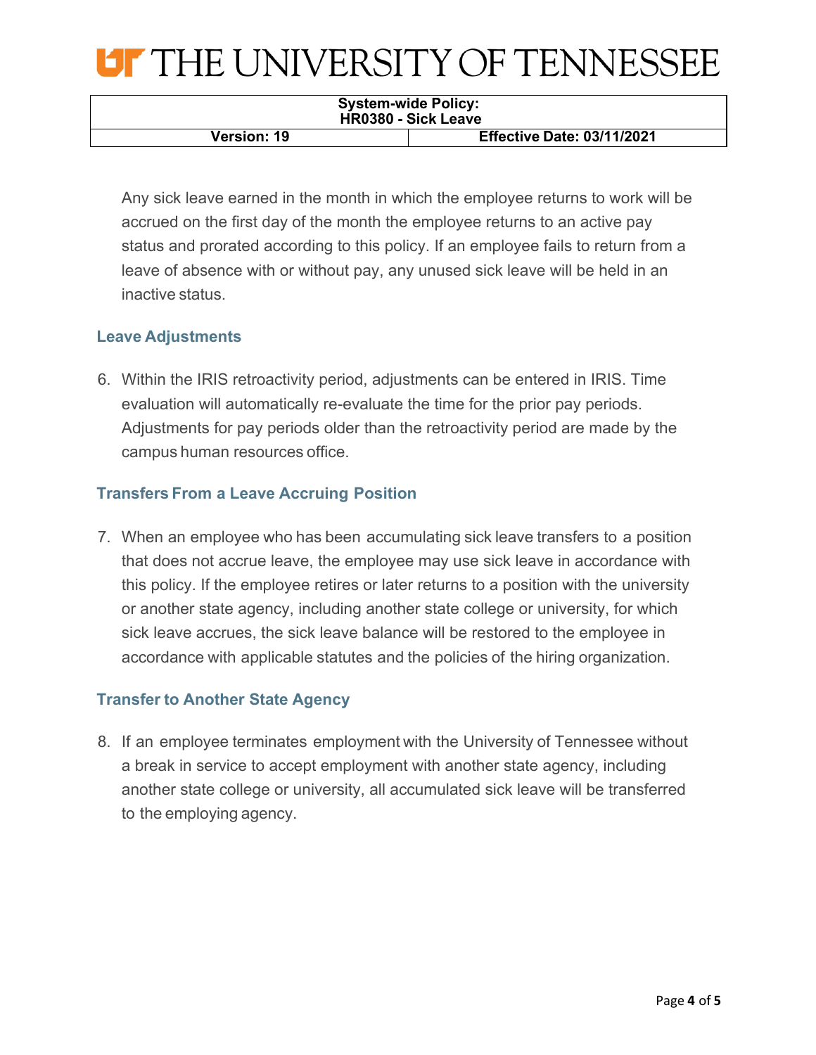Any sick leave earned in the month in which the employee returns to work will be accrued on the first day of the month the employee returns to an active pay status and prorated according to this policy. If an employee fails to return from a leave of absence with or without pay, any unused sick leave will be held in an inactive status.

### Leave Adjustments

6. Within the IRIS retroactivity period, adjustments can be entered in IRIS. Time evaluation will automatically re-evaluate the time for the prior pay periods. Adjustments for pay periods older than the retroactivity period are made by the campus human resources office.

### Transfers From a Leave Accruing Position

7. When an employee who has been accumulating sick leave transfers to a position that does not accrue leave, the employee may use sick leave in accordance with this policy. If the employee retires or later returns to a position with the university or another state agency, including another state college or university, for which sick leave accrues, the sick leave balance will be restored to the employee in accordance with applicable statutes and the policies of the hiring organization.

### Transfer to Another State Agency

8. If an employee terminates employment with the University of Tennessee without a break in service to accept employment with another state agency, including another state college or university, all accumulated sick leave will be transferred to the employing agency.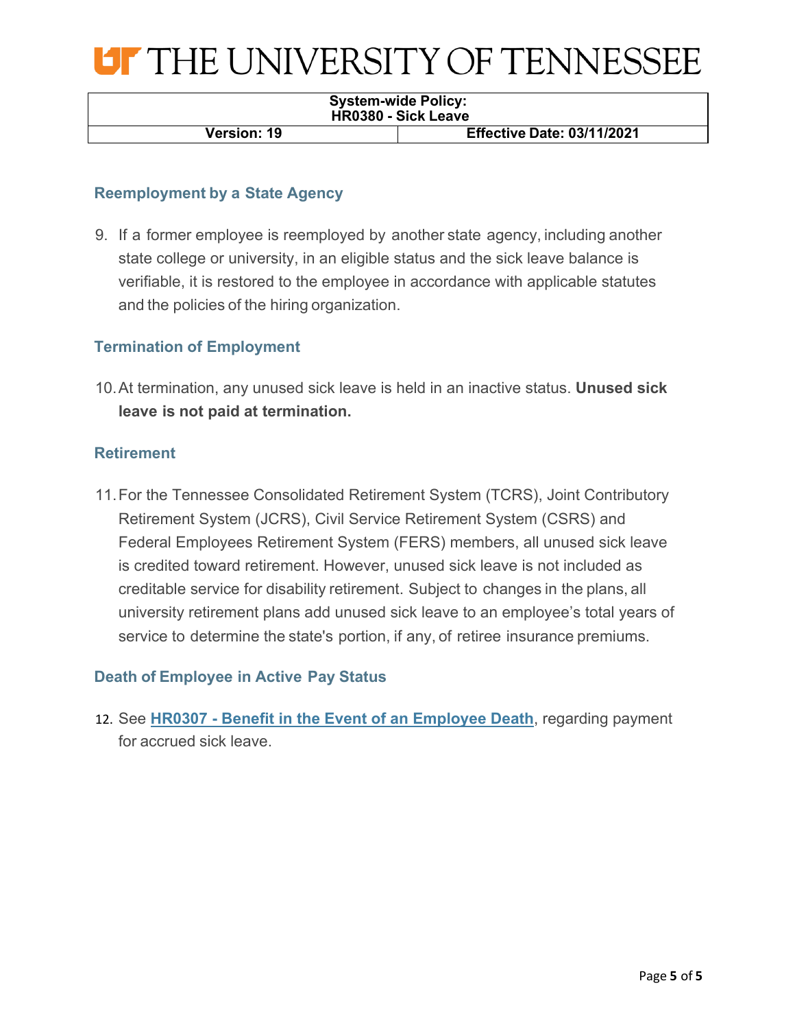### Reemployment by a State Agency

9. If a former employee is reemployed by another state agency, including another state college or university, in an eligible status and the sick leave balance is verifiable, it is restored to the employee in accordance with applicable statutes and the policies of the hiring organization.

### Termination of Employment

10. At termination, any unused sick leave is held in an inactive status. **Unused sick leave is not paid at termination.**

### Retirement

11. For the Tennessee Consolidated Retirement System (TCRS), Joint Contributory Retirement System (JCRS), Civil Service Retirement System (CSRS) and Federal Employees Retirement System (FERS) members, all unused sick leave is credited toward retirement. However, unused sick leave is not included as creditable service for disability retirement. Subject to changes in the plans, all university retirement plans add unused sick leave to an employee's total years of service to determine the state's portion, if any, of retiree insurance premiums.

### Death of Employee in Active Pay Status

12. See **HR0307 - Benefit in the Event of an Employee Death**, regarding payment for accrued sick leave.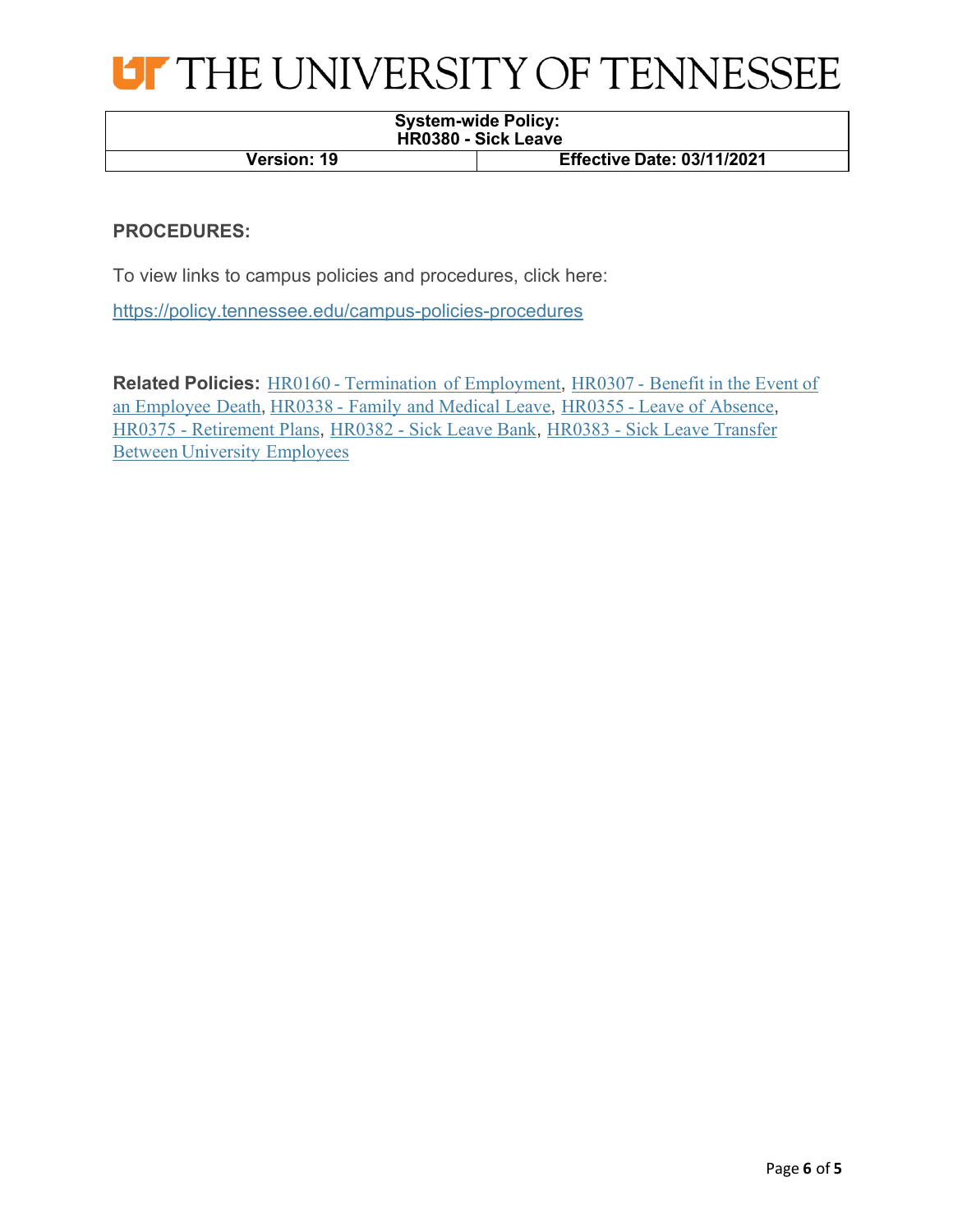## PROCEDURES:

To view links to campus policies and procedures, click here:

https://policy.tennessee.edu/campus-policies-procedures

**Related Policies:** HR0160 - Termination of Employment, HR0307 - Benefit in the Event of an Employee Death, HR0338 - Family and Medical Leave, HR0355 - Leave of Absence, HR0375 - Retirement Plans, HR0382 - Sick Leave Bank, HR0383 - Sick Leave Transfer Between University Employees